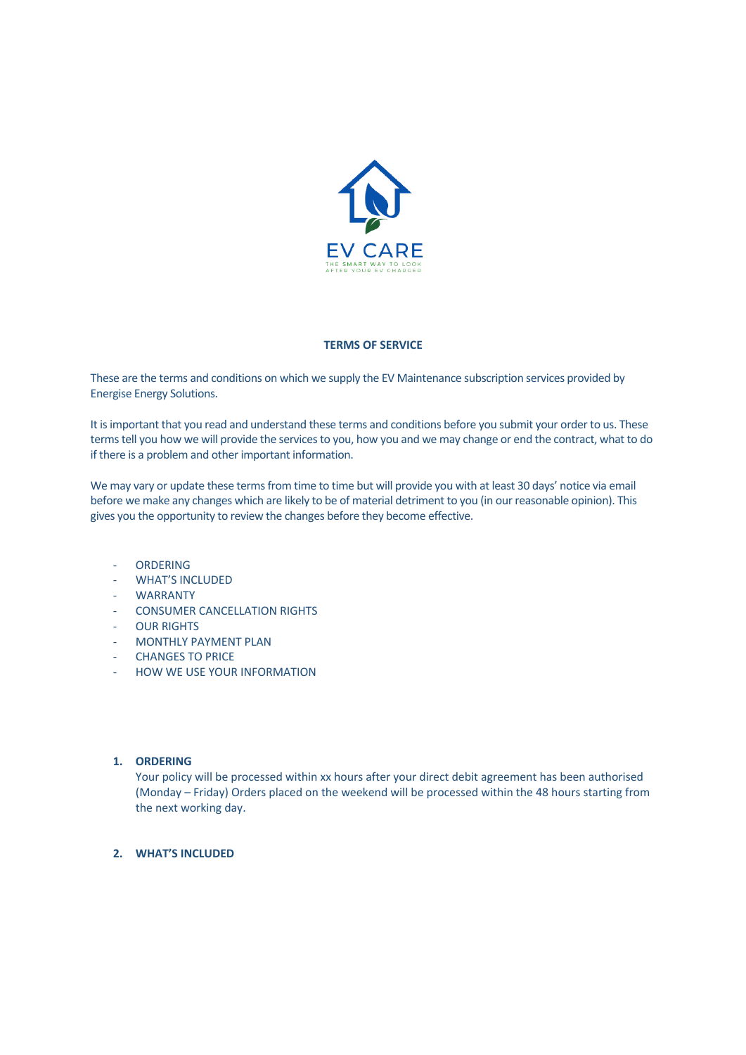EV CARE

THE SMART WAY TO LOOK AFTER YOUR EV CHARGER

**TERMS OF SERVICE**

These are the terms and conditions on which we supply the EV Maintenance subscription services provided by Energise Energy Solutions.

It is important that you read and understand these terms and conditions before you submit your order to us. These terms tell you how we will provide the services to you, how you and we may change or end the contract, what to do if there is a problem and other important information.

We may vary or update these terms from time to time but will provide you with at least 30 days' notice via email before we make any changes which are likely to be of material detriment to you (in our reasonable opinion). This gives you the opportunity to review the changes before they become effective.

- ORDERING
- WHAT'S INCLUDED
- WARRANTY
- CONSUMER CANCELLATION RIGHTS
- OUR RIGHTS
- MONTHLY PAYMENT PLAN
- CHANGES TO PRICE
- HOW WE USE YOUR INFORMATION

1. **ORDERING**

   Your policy will be processed within xx hours after your direct debit agreement has been authorised (Monday – Friday) Orders placed on the weekend will be processed within the 48 hours starting from the next working day.

2. **WHAT'S INCLUDED**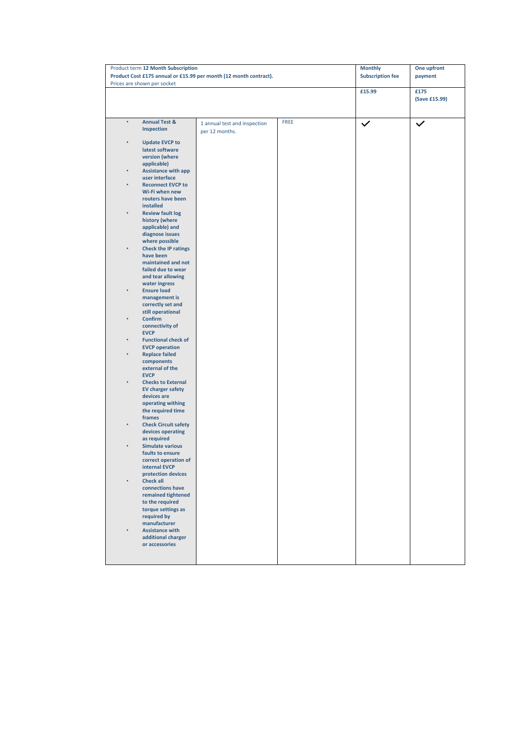| Product term **12 Month Subscription**<br>**Product Cost £175 annual or £15.99 per month (12 month contract).**<br>Prices are shown per socket | | | **Monthly Subscription fee** | **One upfront payment** |
|---|---|---|---|---|
| | | | **£15.99** | **£175 (Save £15.99)** |
| • **Annual Test & Inspection**<br>• **Update EVCP to latest software version (where applicable)**<br>• **Assistance with app user interface**<br>• **Reconnect EVCP to Wi-Fi when new routers have been installed**<br>• **Review fault log history (where applicable) and diagnose issues where possible**<br>• **Check the IP ratings have been maintained and not failed due to wear and tear allowing water ingress**<br>• **Ensure load management is correctly set and still operational**<br>• **Confirm connectivity of EVCP**<br>• **Functional check of EVCP operation**<br>• **Replace failed components external of the EVCP**<br>• **Checks to External EV charger safety devices are operating withing the required time frames**<br>• **Check Circuit safety devices operating as required**<br>• **Simulate various faults to ensure correct operation of internal EVCP protection devices**<br>• **Check all connections have remained tightened to the required torque settings as required by manufacturer**<br>• **Assistance with additional charger or accessories** | 1 annual test and inspection per 12 months. | FREE | ✓ | ✓ |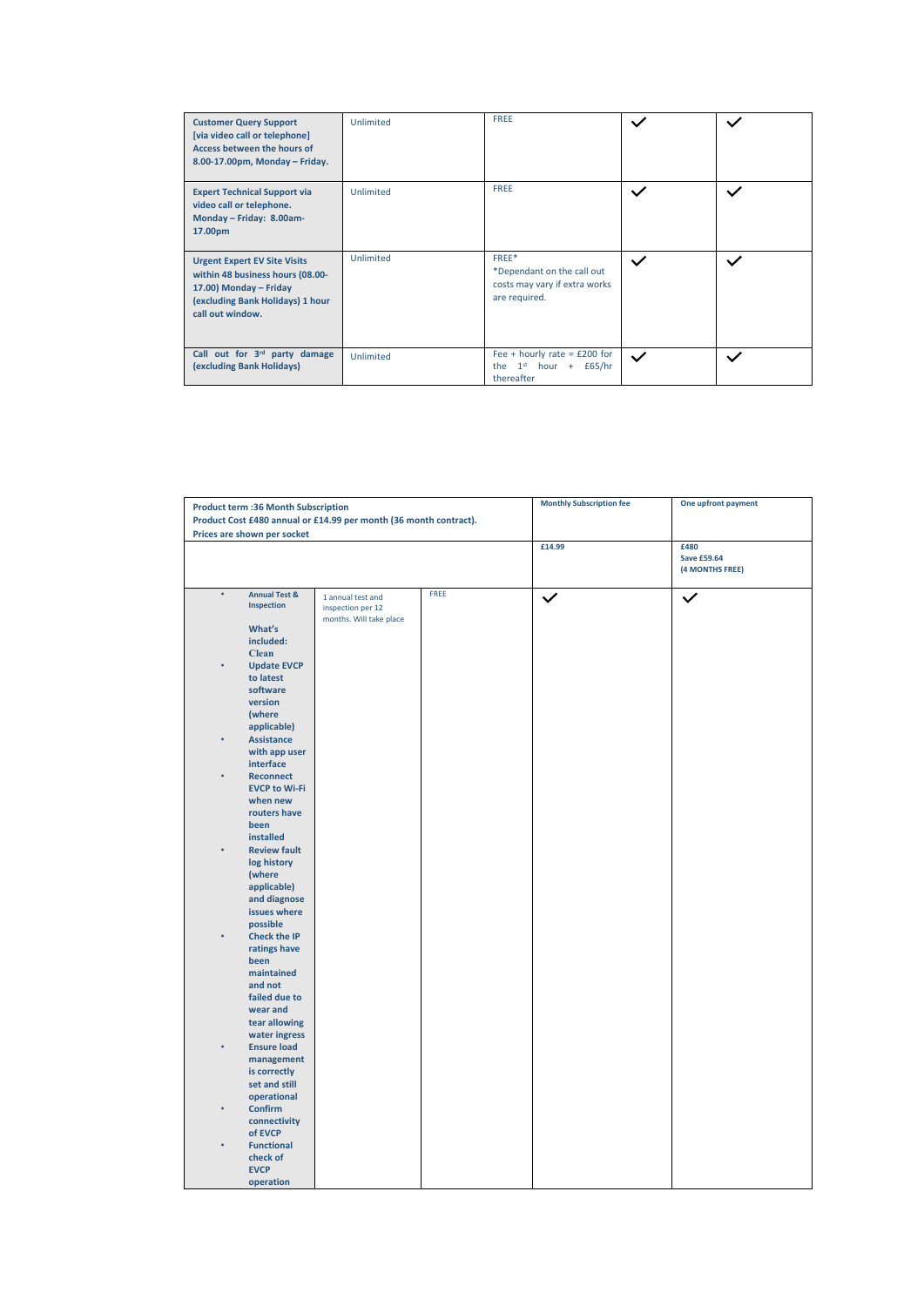| | | | | |
|---|---|---|---|---|
| **Customer Query Support [via video call or telephone] Access between the hours of 8.00-17.00pm, Monday – Friday.** | Unlimited | FREE | ✓ | ✓ |
| **Expert Technical Support via video call or telephone. Monday – Friday: 8.00am-17.00pm** | Unlimited | FREE | ✓ | ✓ |
| **Urgent Expert EV Site Visits within 48 business hours (08.00-17.00) Monday – Friday (excluding Bank Holidays) 1 hour call out window.** | Unlimited | FREE* *Dependant on the call out costs may vary if extra works are required. | ✓ | ✓ |
| **Call out for 3rd party damage (excluding Bank Holidays)** | Unlimited | Fee + hourly rate = £200 for the 1st hour + £65/hr thereafter | ✓ | ✓ |

| **Product term :36 Month Subscription Product Cost £480 annual or £14.99 per month (36 month contract). Prices are shown per socket** | | | **Monthly Subscription fee** | **One upfront payment** |
|---|---|---|---|---|
| | | | **£14.99** | **£480 Save £59.64 (4 MONTHS FREE)** |
| • **Annual Test & Inspection** **What's included:** **Clean** • **Update EVCP to latest software version (where applicable)** • **Assistance with app user interface** • **Reconnect EVCP to Wi-Fi when new routers have been installed** • **Review fault log history (where applicable) and diagnose issues where possible** • **Check the IP ratings have been maintained and not failed due to wear and tear allowing water ingress** • **Ensure load management is correctly set and still operational** • **Confirm connectivity of EVCP** • **Functional check of EVCP operation** | 1 annual test and inspection per 12 months. Will take place | FREE | ✓ | ✓ |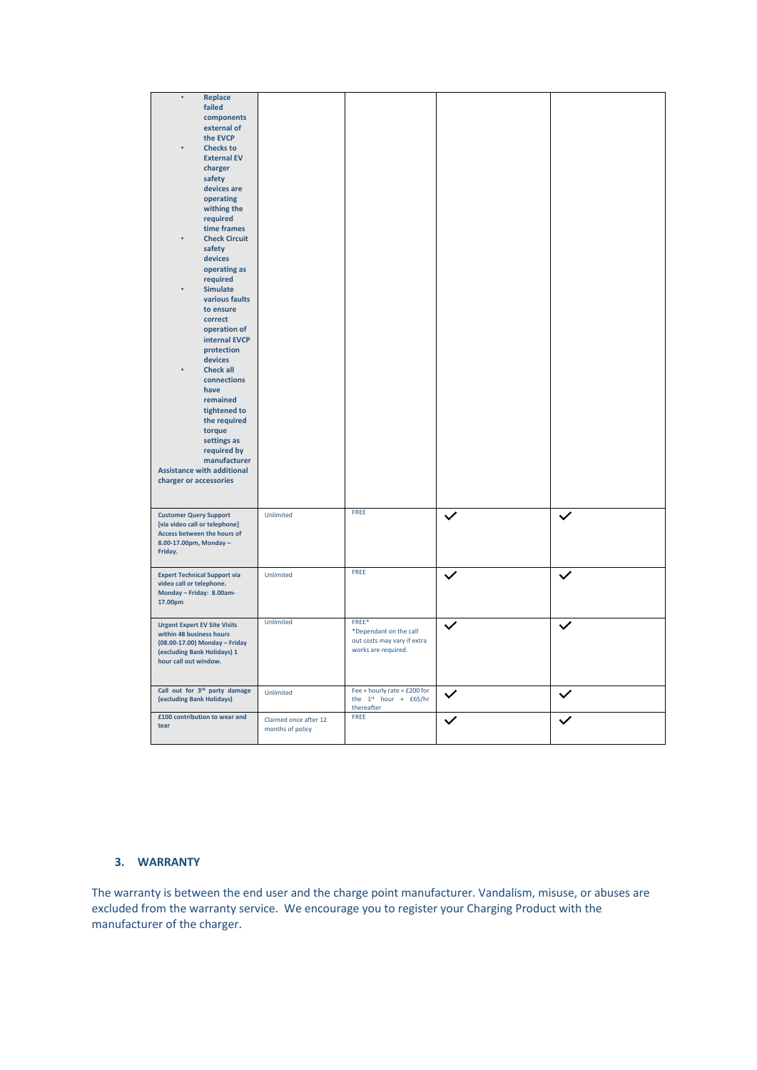| | | | | |
|---|---|---|---|---|
| • Replace failed components external of the EVCP<br>• Checks to External EV charger safety devices are operating withing the required time frames<br>• Check Circuit safety devices operating as required<br>• Simulate various faults to ensure correct operation of internal EVCP protection devices<br>• Check all connections have remained tightened to the required torque settings as required by manufacturer<br>**Assistance with additional charger or accessories** | | | | |
| **Customer Query Support [via video call or telephone] Access between the hours of 8.00-17.00pm, Monday – Friday.** | Unlimited | FREE | ✓ | ✓ |
| **Expert Technical Support via video call or telephone. Monday – Friday: 8.00am-17.00pm** | Unlimited | FREE | ✓ | ✓ |
| **Urgent Expert EV Site Visits within 48 business hours (08.00-17.00) Monday – Friday (excluding Bank Holidays) 1 hour call out window.** | Unlimited | FREE*<br>*Dependant on the call out costs may vary if extra works are required. | ✓ | ✓ |
| **Call out for 3rd party damage (excluding Bank Holidays)** | Unlimited | Fee + hourly rate = £200 for the 1st hour + £65/hr thereafter | ✓ | ✓ |
| **£100 contribution to wear and tear** | Claimed once after 12 months of policy | FREE | ✓ | ✓ |

### 3. WARRANTY

The warranty is between the end user and the charge point manufacturer. Vandalism, misuse, or abuses are excluded from the warranty service. We encourage you to register your Charging Product with the manufacturer of the charger.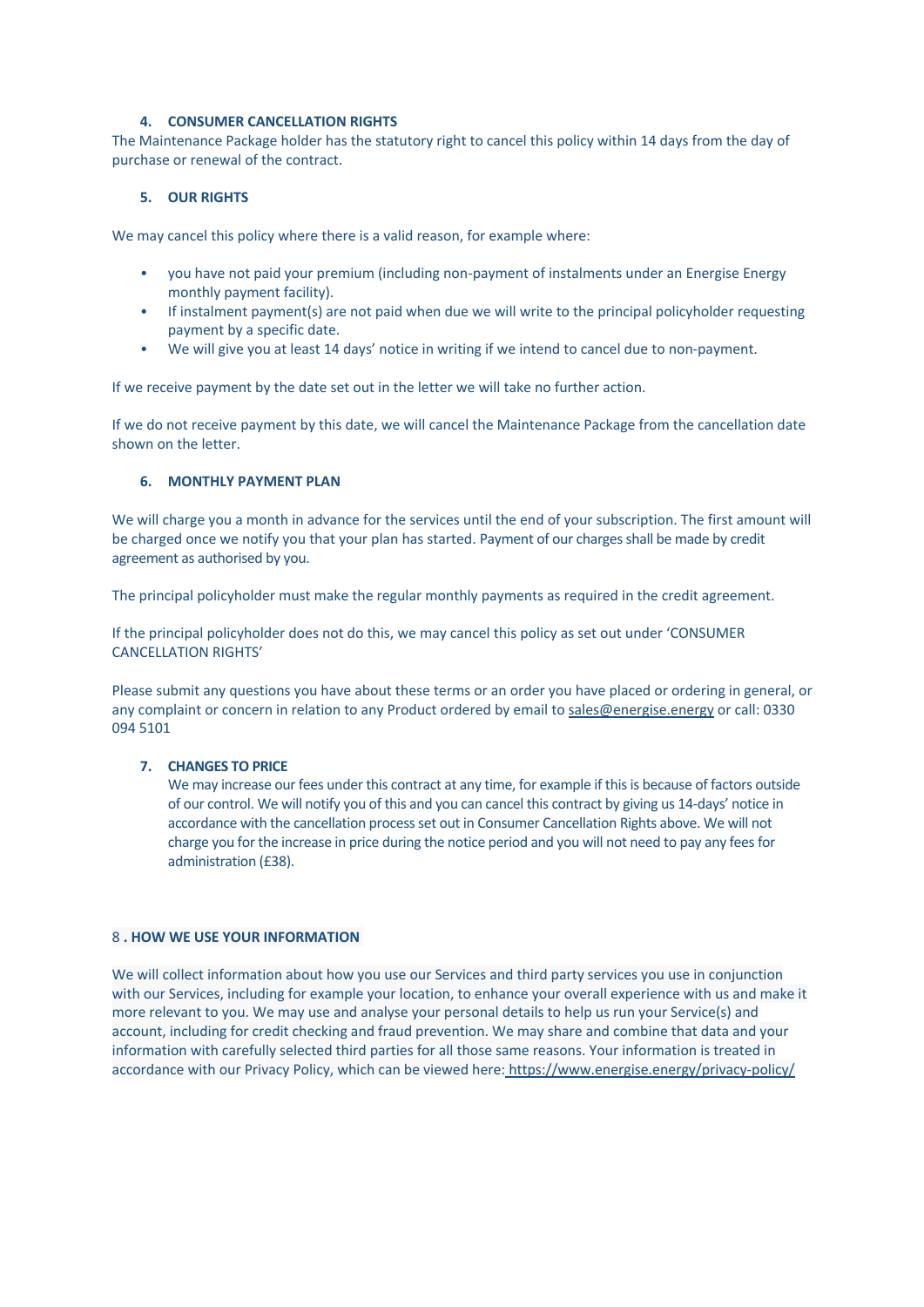### 4. CONSUMER CANCELLATION RIGHTS

The Maintenance Package holder has the statutory right to cancel this policy within 14 days from the day of purchase or renewal of the contract.

### 5. OUR RIGHTS

We may cancel this policy where there is a valid reason, for example where:

- you have not paid your premium (including non-payment of instalments under an Energise Energy monthly payment facility).
- If instalment payment(s) are not paid when due we will write to the principal policyholder requesting payment by a specific date.
- We will give you at least 14 days' notice in writing if we intend to cancel due to non-payment.

If we receive payment by the date set out in the letter we will take no further action.

If we do not receive payment by this date, we will cancel the Maintenance Package from the cancellation date shown on the letter.

### 6. MONTHLY PAYMENT PLAN

We will charge you a month in advance for the services until the end of your subscription. The first amount will be charged once we notify you that your plan has started. Payment of our charges shall be made by credit agreement as authorised by you.

The principal policyholder must make the regular monthly payments as required in the credit agreement.

If the principal policyholder does not do this, we may cancel this policy as set out under 'CONSUMER CANCELLATION RIGHTS'

Please submit any questions you have about these terms or an order you have placed or ordering in general, or any complaint or concern in relation to any Product ordered by email to sales@energise.energy or call: 0330 094 5101

### 7. CHANGES TO PRICE

We may increase our fees under this contract at any time, for example if this is because of factors outside of our control. We will notify you of this and you can cancel this contract by giving us 14-days' notice in accordance with the cancellation process set out in Consumer Cancellation Rights above. We will not charge you for the increase in price during the notice period and you will not need to pay any fees for administration (£38).

### 8 . HOW WE USE YOUR INFORMATION

We will collect information about how you use our Services and third party services you use in conjunction with our Services, including for example your location, to enhance your overall experience with us and make it more relevant to you. We may use and analyse your personal details to help us run your Service(s) and account, including for credit checking and fraud prevention. We may share and combine that data and your information with carefully selected third parties for all those same reasons. Your information is treated in accordance with our Privacy Policy, which can be viewed here: https://www.energise.energy/privacy-policy/